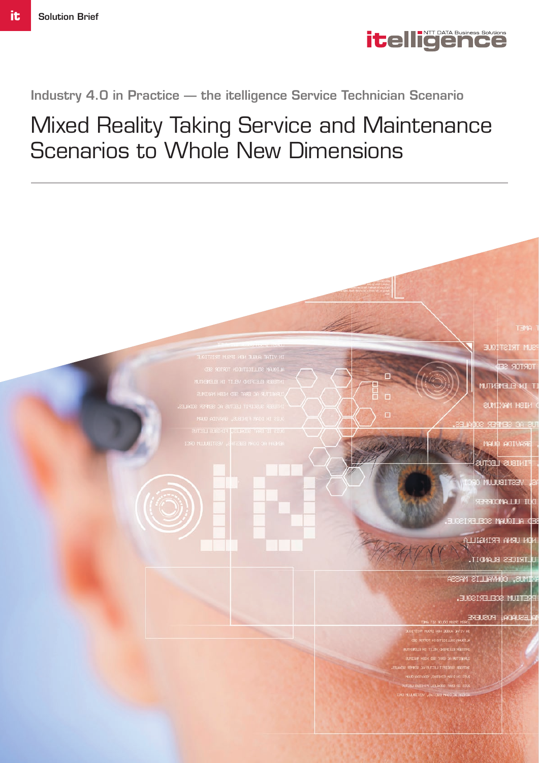Solution Brief

# Industry 4.0 in Practice — the itelligence Service Technician Scenario

# Mixed Reality Taking Service and Maintenance Scenarios to Whole New Dimensions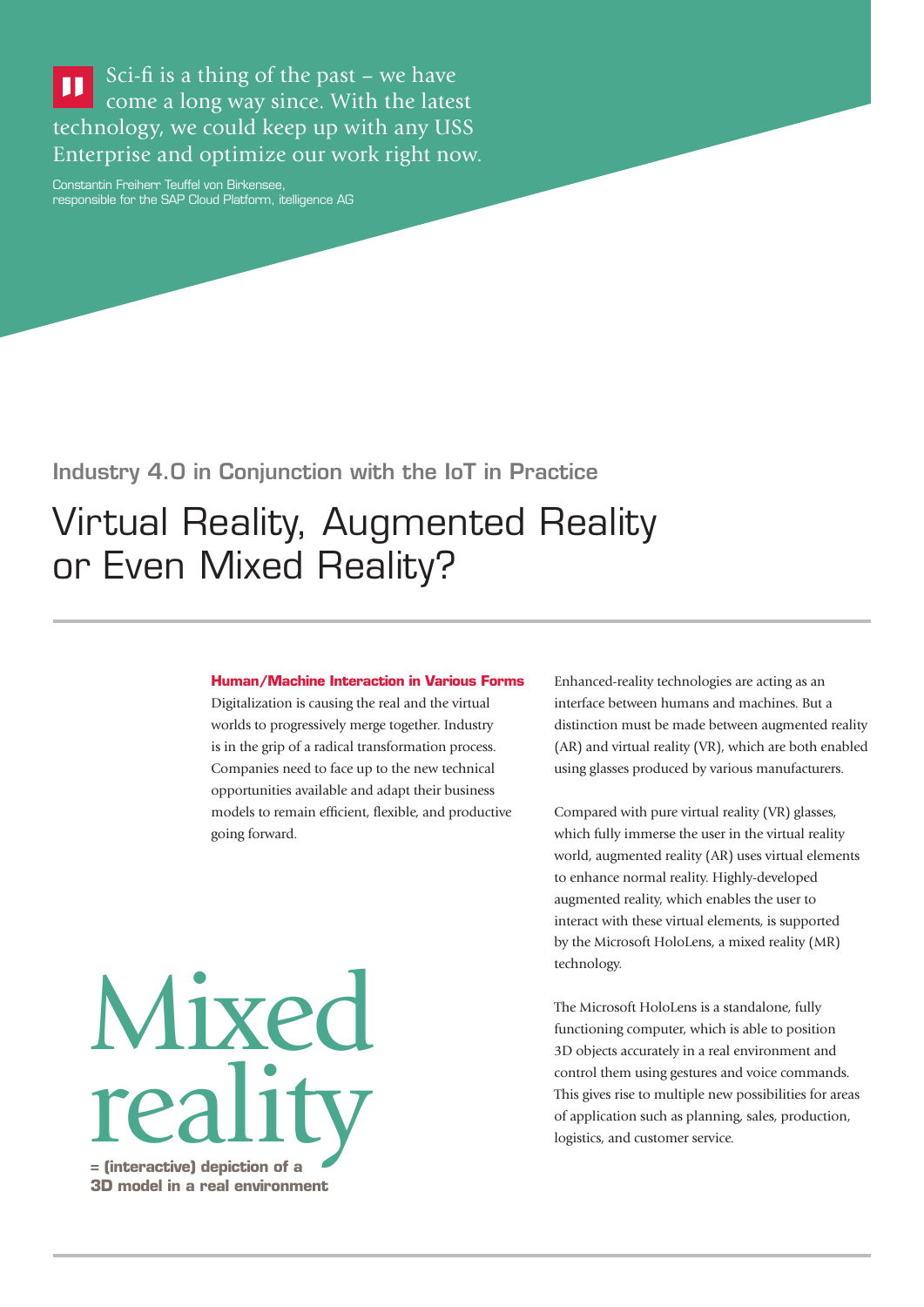> Sci-fi is a thing of the past – we have come a long way since. With the latest technology, we could keep up with any USS Enterprise and optimize our work right now.
>
> Constantin Freiherr Teuffel von Birkensee, responsible for the SAP Cloud Platform, itelligence AG

### Industry 4.0 in Conjunction with the IoT in Practice

# Virtual Reality, Augmented Reality or Even Mixed Reality?

**Human/Machine Interaction in Various Forms**

Digitalization is causing the real and the virtual worlds to progressively merge together. Industry is in the grip of a radical transformation process. Companies need to face up to the new technical opportunities available and adapt their business models to remain efficient, flexible, and productive going forward.

**Mixed reality**

**= (interactive) depiction of a 3D model in a real environment**

Enhanced-reality technologies are acting as an interface between humans and machines. But a distinction must be made between augmented reality (AR) and virtual reality (VR), which are both enabled using glasses produced by various manufacturers.

Compared with pure virtual reality (VR) glasses, which fully immerse the user in the virtual reality world, augmented reality (AR) uses virtual elements to enhance normal reality. Highly-developed augmented reality, which enables the user to interact with these virtual elements, is supported by the Microsoft HoloLens, a mixed reality (MR) technology.

The Microsoft HoloLens is a standalone, fully functioning computer, which is able to position 3D objects accurately in a real environment and control them using gestures and voice commands. This gives rise to multiple new possibilities for areas of application such as planning, sales, production, logistics, and customer service.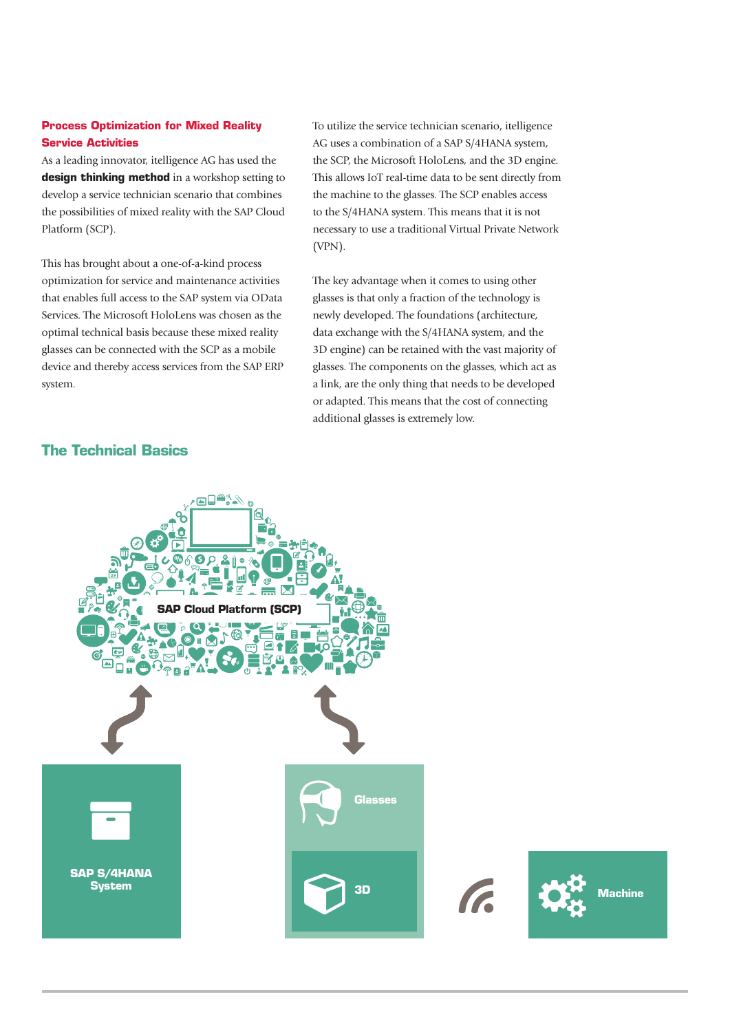## Process Optimization for Mixed Reality Service Activities

As a leading innovator, intelligence AG has used the **design thinking method** in a workshop setting to develop a service technician scenario that combines the possibilities of mixed reality with the SAP Cloud Platform (SCP).

This has brought about a one-of-a-kind process optimization for service and maintenance activities that enables full access to the SAP system via OData Services. The Microsoft HoloLens was chosen as the optimal technical basis because these mixed reality glasses can be connected with the SCP as a mobile device and thereby access services from the SAP ERP system.

To utilize the service technician scenario, intelligence AG uses a combination of a SAP S/4HANA system, the SCP, the Microsoft HoloLens, and the 3D engine. This allows IoT real-time data to be sent directly from the machine to the glasses. The SCP enables access to the S/4HANA system. This means that it is not necessary to use a traditional Virtual Private Network (VPN).

The key advantage when it comes to using other glasses is that only a fraction of the technology is newly developed. The foundations (architecture, data exchange with the S/4HANA system, and the 3D engine) can be retained with the vast majority of glasses. The components on the glasses, which act as a link, are the only thing that needs to be developed or adapted. This means that the cost of connecting additional glasses is extremely low.

## The Technical Basics

SAP Cloud Platform (SCP)

SAP S/4HANA System

Glasses

3D

Machine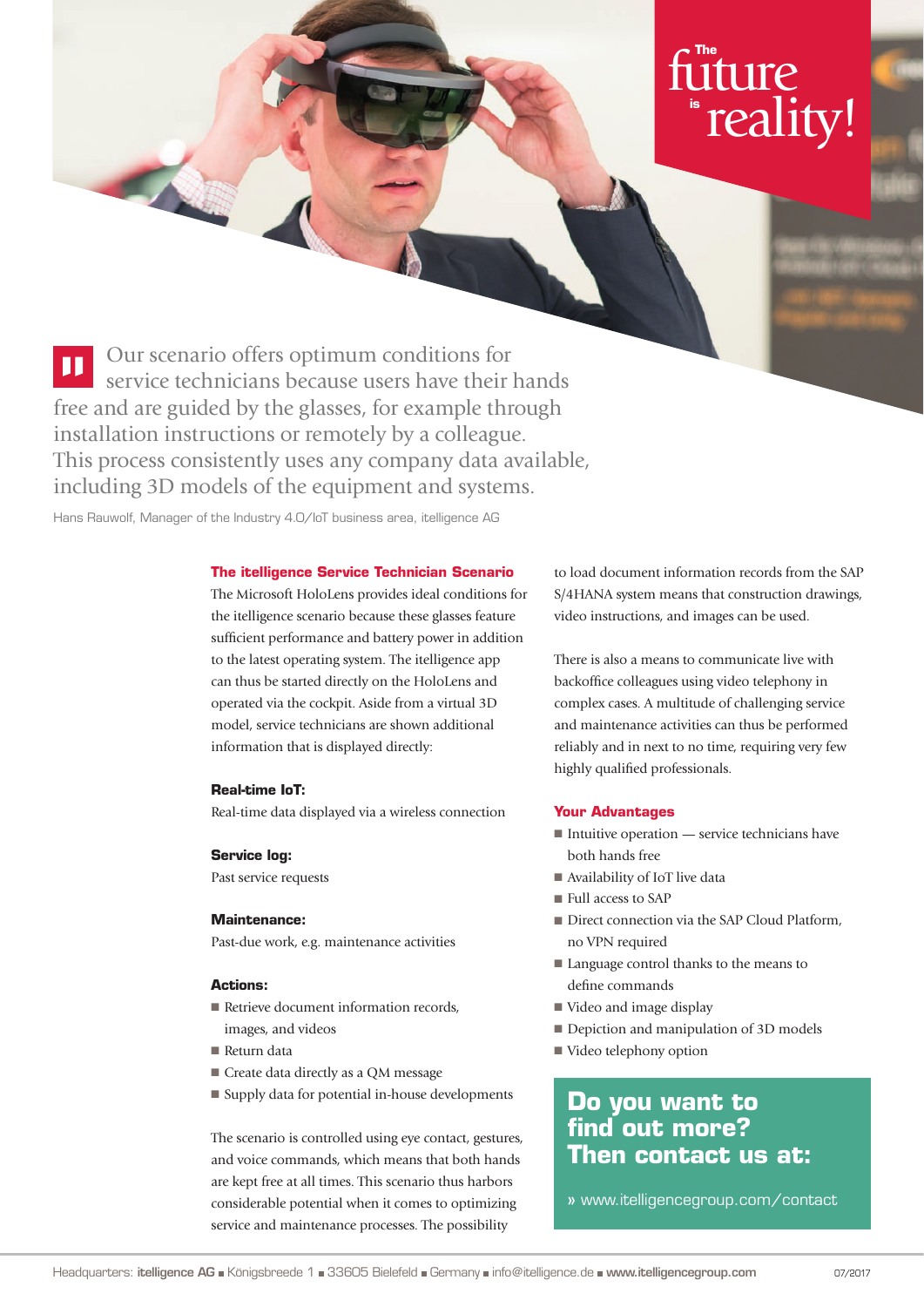# The future is reality!

> Our scenario offers optimum conditions for service technicians because users have their hands free and are guided by the glasses, for example through installation instructions or remotely by a colleague. This process consistently uses any company data available, including 3D models of the equipment and systems.

Hans Rauwolf, Manager of the Industry 4.0/IoT business area, itelligence AG

## The itelligence Service Technician Scenario

The Microsoft HoloLens provides ideal conditions for the itelligence scenario because these glasses feature sufficient performance and battery power in addition to the latest operating system. The itelligence app can thus be started directly on the HoloLens and operated via the cockpit. Aside from a virtual 3D model, service technicians are shown additional information that is displayed directly:

**Real-time IoT:**
Real-time data displayed via a wireless connection

**Service log:**
Past service requests

**Maintenance:**
Past-due work, e.g. maintenance activities

**Actions:**

- Retrieve document information records, images, and videos
- Return data
- Create data directly as a QM message
- Supply data for potential in-house developments

The scenario is controlled using eye contact, gestures, and voice commands, which means that both hands are kept free at all times. This scenario thus harbors considerable potential when it comes to optimizing service and maintenance processes. The possibility to load document information records from the SAP S/4HANA system means that construction drawings, video instructions, and images can be used.

There is also a means to communicate live with backoffice colleagues using video telephony in complex cases. A multitude of challenging service and maintenance activities can thus be performed reliably and in next to no time, requiring very few highly qualified professionals.

## Your Advantages

- Intuitive operation — service technicians have both hands free
- Availability of IoT live data
- Full access to SAP
- Direct connection via the SAP Cloud Platform, no VPN required
- Language control thanks to the means to define commands
- Video and image display
- Depiction and manipulation of 3D models
- Video telephony option

**Do you want to find out more? Then contact us at:**

» www.itelligencegroup.com/contact

Headquarters: **itelligence AG** ■ Königsbreede 1 ■ 33605 Bielefeld ■ Germany ■ info@itelligence.de ■ **www.itelligencegroup.com** 07/2017